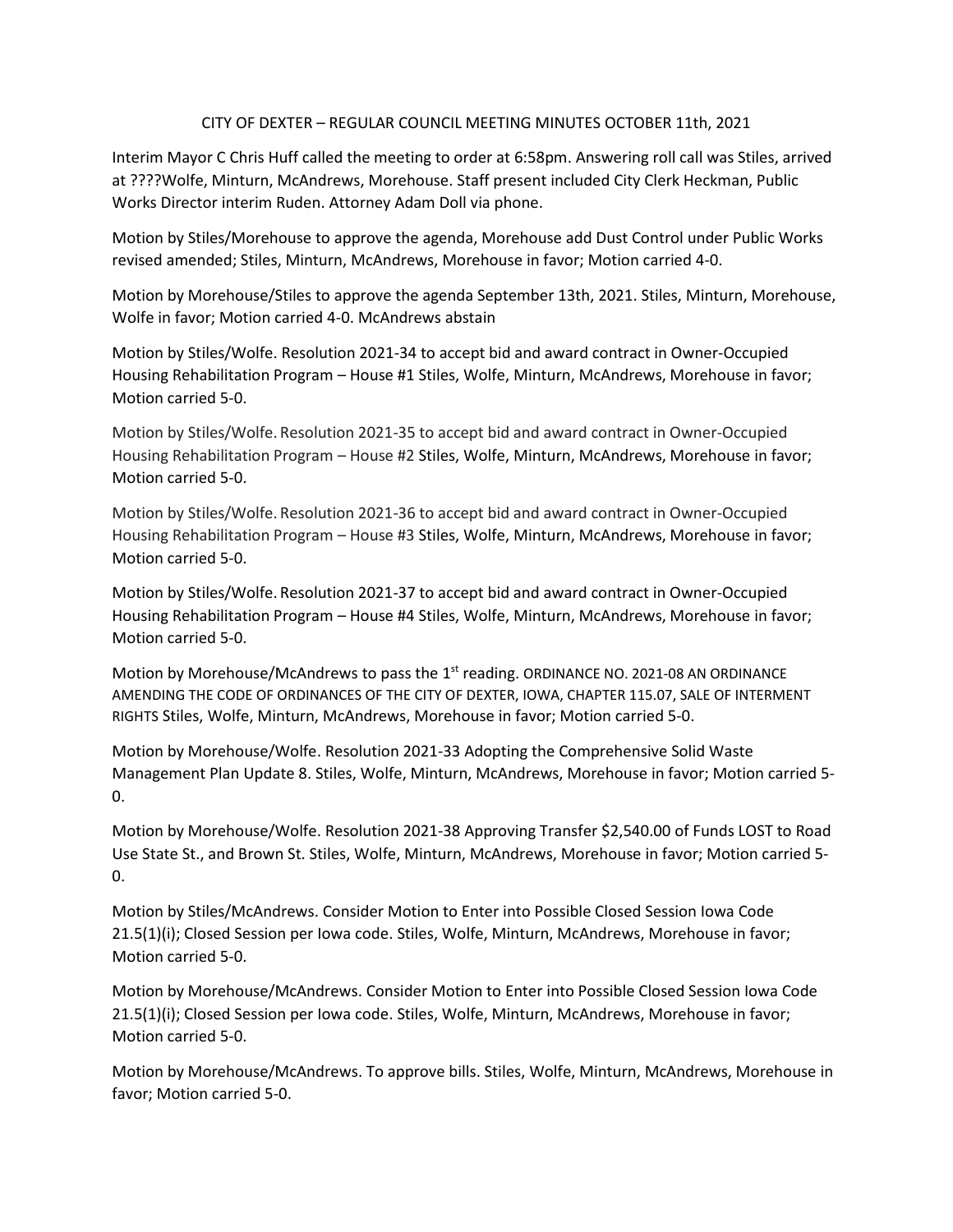CITY OF DEXTER – REGULAR COUNCIL MEETING MINUTES OCTOBER 11th, 2021

Interim Mayor C Chris Huff called the meeting to order at 6:58pm. Answering roll call was Stiles, arrived at ????Wolfe, Minturn, McAndrews, Morehouse. Staff present included City Clerk Heckman, Public Works Director interim Ruden. Attorney Adam Doll via phone.

Motion by Stiles/Morehouse to approve the agenda, Morehouse add Dust Control under Public Works revised amended; Stiles, Minturn, McAndrews, Morehouse in favor; Motion carried 4-0.

Motion by Morehouse/Stiles to approve the agenda September 13th, 2021. Stiles, Minturn, Morehouse, Wolfe in favor; Motion carried 4-0. McAndrews abstain

Motion by Stiles/Wolfe. Resolution 2021-34 to accept bid and award contract in Owner-Occupied Housing Rehabilitation Program – House #1 Stiles, Wolfe, Minturn, McAndrews, Morehouse in favor; Motion carried 5-0.

Motion by Stiles/Wolfe. Resolution 2021-35 to accept bid and award contract in Owner-Occupied Housing Rehabilitation Program – House #2 Stiles, Wolfe, Minturn, McAndrews, Morehouse in favor; Motion carried 5-0.

Motion by Stiles/Wolfe. Resolution 2021-36 to accept bid and award contract in Owner-Occupied Housing Rehabilitation Program – House #3 Stiles, Wolfe, Minturn, McAndrews, Morehouse in favor; Motion carried 5-0.

Motion by Stiles/Wolfe. Resolution 2021-37 to accept bid and award contract in Owner-Occupied Housing Rehabilitation Program – House #4 Stiles, Wolfe, Minturn, McAndrews, Morehouse in favor; Motion carried 5-0.

Motion by Morehouse/McAndrews to pass the 1st reading. ORDINANCE NO. 2021-08 AN ORDINANCE AMENDING THE CODE OF ORDINANCES OF THE CITY OF DEXTER, IOWA, CHAPTER 115.07, SALE OF INTERMENT RIGHTS Stiles, Wolfe, Minturn, McAndrews, Morehouse in favor; Motion carried 5-0.

Motion by Morehouse/Wolfe. Resolution 2021-33 Adopting the Comprehensive Solid Waste Management Plan Update 8. Stiles, Wolfe, Minturn, McAndrews, Morehouse in favor; Motion carried 5-0.

Motion by Morehouse/Wolfe. Resolution 2021-38 Approving Transfer $2,540.00 of Funds LOST to Road Use State St., and Brown St. Stiles, Wolfe, Minturn, McAndrews, Morehouse in favor; Motion carried 5-0.

Motion by Stiles/McAndrews. Consider Motion to Enter into Possible Closed Session Iowa Code 21.5(1)(i); Closed Session per Iowa code. Stiles, Wolfe, Minturn, McAndrews, Morehouse in favor; Motion carried 5-0.

Motion by Morehouse/McAndrews. Consider Motion to Enter into Possible Closed Session Iowa Code 21.5(1)(i); Closed Session per Iowa code. Stiles, Wolfe, Minturn, McAndrews, Morehouse in favor; Motion carried 5-0.

Motion by Morehouse/McAndrews. To approve bills. Stiles, Wolfe, Minturn, McAndrews, Morehouse in favor; Motion carried 5-0.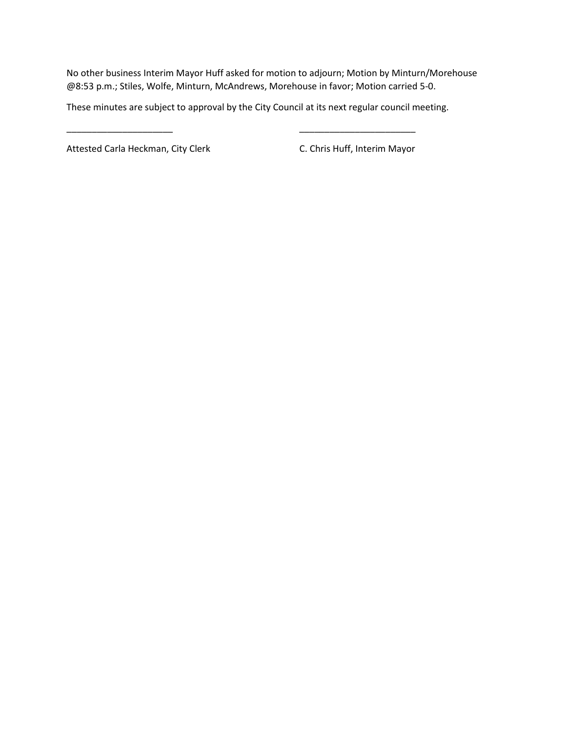No other business Interim Mayor Huff asked for motion to adjourn; Motion by Minturn/Morehouse @8:53 p.m.; Stiles, Wolfe, Minturn, McAndrews, Morehouse in favor; Motion carried 5-0.

These minutes are subject to approval by the City Council at its next regular council meeting.

| | |
|---|---|
| _____________________ | _______________________ |
| Attested Carla Heckman, City Clerk | C. Chris Huff, Interim Mayor |